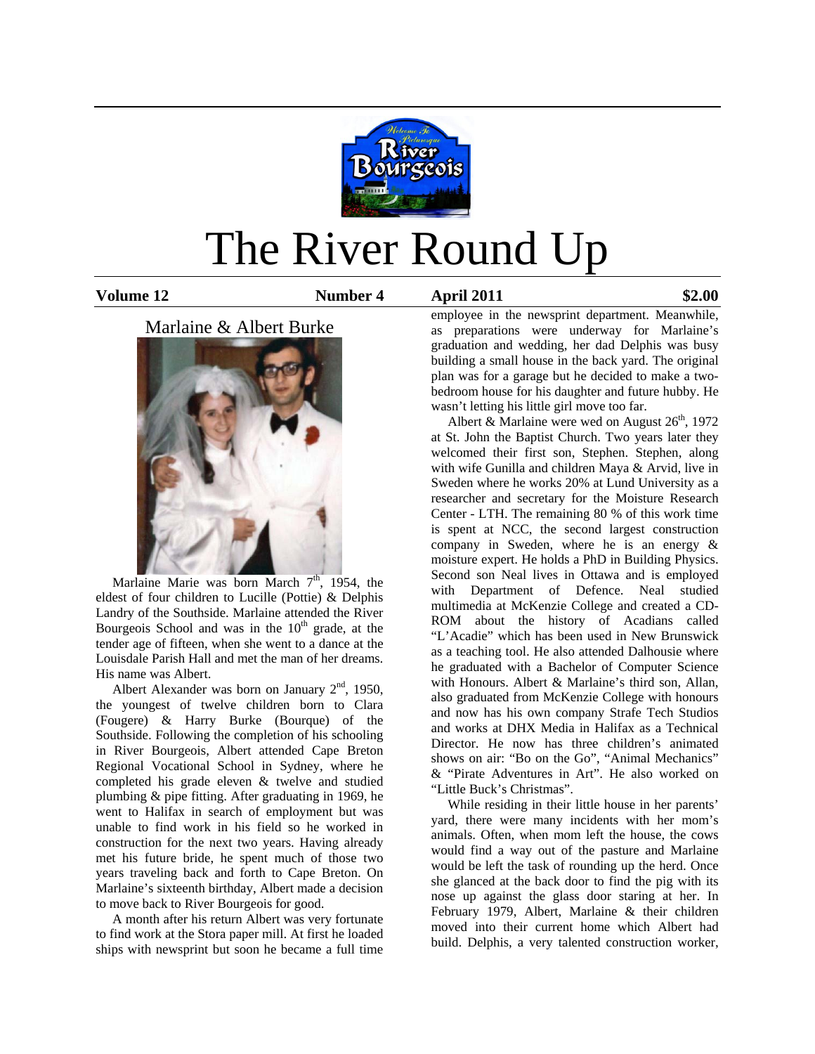# The River Round Up

**Volume 12** **Number 4** **April 2011** **$2.00**

## Marlaine & Albert Burke

Marlaine Marie was born March 7th, 1954, the eldest of four children to Lucille (Pottie) & Delphis Landry of the Southside. Marlaine attended the River Bourgeois School and was in the 10th grade, at the tender age of fifteen, when she went to a dance at the Louisdale Parish Hall and met the man of her dreams. His name was Albert.

Albert Alexander was born on January 2nd, 1950, the youngest of twelve children born to Clara (Fougere) & Harry Burke (Bourque) of the Southside. Following the completion of his schooling in River Bourgeois, Albert attended Cape Breton Regional Vocational School in Sydney, where he completed his grade eleven & twelve and studied plumbing & pipe fitting. After graduating in 1969, he went to Halifax in search of employment but was unable to find work in his field so he worked in construction for the next two years. Having already met his future bride, he spent much of those two years traveling back and forth to Cape Breton. On Marlaine's sixteenth birthday, Albert made a decision to move back to River Bourgeois for good.

A month after his return Albert was very fortunate to find work at the Stora paper mill. At first he loaded ships with newsprint but soon he became a full time employee in the newsprint department. Meanwhile, as preparations were underway for Marlaine's graduation and wedding, her dad Delphis was busy building a small house in the back yard. The original plan was for a garage but he decided to make a two-bedroom house for his daughter and future hubby. He wasn't letting his little girl move too far.

Albert & Marlaine were wed on August 26th, 1972 at St. John the Baptist Church. Two years later they welcomed their first son, Stephen. Stephen, along with wife Gunilla and children Maya & Arvid, live in Sweden where he works 20% at Lund University as a researcher and secretary for the Moisture Research Center - LTH. The remaining 80 % of this work time is spent at NCC, the second largest construction company in Sweden, where he is an energy & moisture expert. He holds a PhD in Building Physics. Second son Neal lives in Ottawa and is employed with Department of Defence. Neal studied multimedia at McKenzie College and created a CD-ROM about the history of Acadians called "L'Acadie" which has been used in New Brunswick as a teaching tool. He also attended Dalhousie where he graduated with a Bachelor of Computer Science with Honours. Albert & Marlaine's third son, Allan, also graduated from McKenzie College with honours and now has his own company Strafe Tech Studios and works at DHX Media in Halifax as a Technical Director. He now has three children's animated shows on air: "Bo on the Go", "Animal Mechanics" & "Pirate Adventures in Art". He also worked on "Little Buck's Christmas".

While residing in their little house in her parents' yard, there were many incidents with her mom's animals. Often, when mom left the house, the cows would find a way out of the pasture and Marlaine would be left the task of rounding up the herd. Once she glanced at the back door to find the pig with its nose up against the glass door staring at her. In February 1979, Albert, Marlaine & their children moved into their current home which Albert had build. Delphis, a very talented construction worker,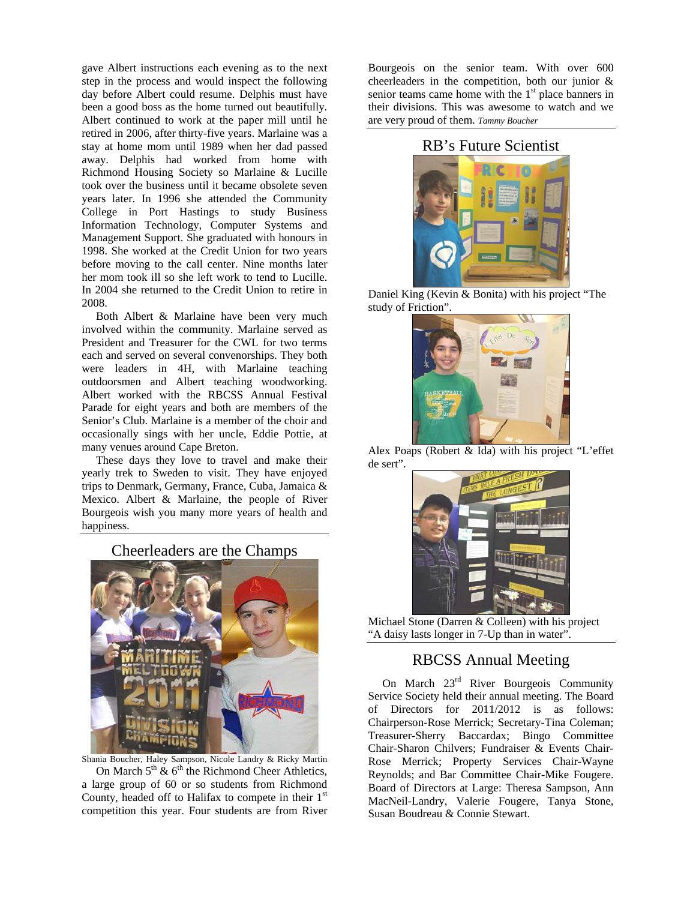gave Albert instructions each evening as to the next step in the process and would inspect the following day before Albert could resume. Delphis must have been a good boss as the home turned out beautifully. Albert continued to work at the paper mill until he retired in 2006, after thirty-five years. Marlaine was a stay at home mom until 1989 when her dad passed away. Delphis had worked from home with Richmond Housing Society so Marlaine & Lucille took over the business until it became obsolete seven years later. In 1996 she attended the Community College in Port Hastings to study Business Information Technology, Computer Systems and Management Support. She graduated with honours in 1998. She worked at the Credit Union for two years before moving to the call center. Nine months later her mom took ill so she left work to tend to Lucille. In 2004 she returned to the Credit Union to retire in 2008.

Both Albert & Marlaine have been very much involved within the community. Marlaine served as President and Treasurer for the CWL for two terms each and served on several convenorships. They both were leaders in 4H, with Marlaine teaching outdoorsmen and Albert teaching woodworking. Albert worked with the RBCSS Annual Festival Parade for eight years and both are members of the Senior's Club. Marlaine is a member of the choir and occasionally sings with her uncle, Eddie Pottie, at many venues around Cape Breton.

These days they love to travel and make their yearly trek to Sweden to visit. They have enjoyed trips to Denmark, Germany, France, Cuba, Jamaica & Mexico. Albert & Marlaine, the people of River Bourgeois wish you many more years of health and happiness.

## Cheerleaders are the Champs

Shania Boucher, Haley Sampson, Nicole Landry & Ricky Martin

On March 5th & 6th the Richmond Cheer Athletics, a large group of 60 or so students from Richmond County, headed off to Halifax to compete in their 1st competition this year. Four students are from River Bourgeois on the senior team. With over 600 cheerleaders in the competition, both our junior & senior teams came home with the 1st place banners in their divisions. This was awesome to watch and we are very proud of them. *Tammy Boucher*

## RB's Future Scientist

Daniel King (Kevin & Bonita) with his project "The study of Friction".

Alex Poaps (Robert & Ida) with his project "L'effet de sert".

Michael Stone (Darren & Colleen) with his project "A daisy lasts longer in 7-Up than in water".

## RBCSS Annual Meeting

On March 23rd River Bourgeois Community Service Society held their annual meeting. The Board of Directors for 2011/2012 is as follows: Chairperson-Rose Merrick; Secretary-Tina Coleman; Treasurer-Sherry Baccardax; Bingo Committee Chair-Sharon Chilvers; Fundraiser & Events Chair-Rose Merrick; Property Services Chair-Wayne Reynolds; and Bar Committee Chair-Mike Fougere. Board of Directors at Large: Theresa Sampson, Ann MacNeil-Landry, Valerie Fougere, Tanya Stone, Susan Boudreau & Connie Stewart.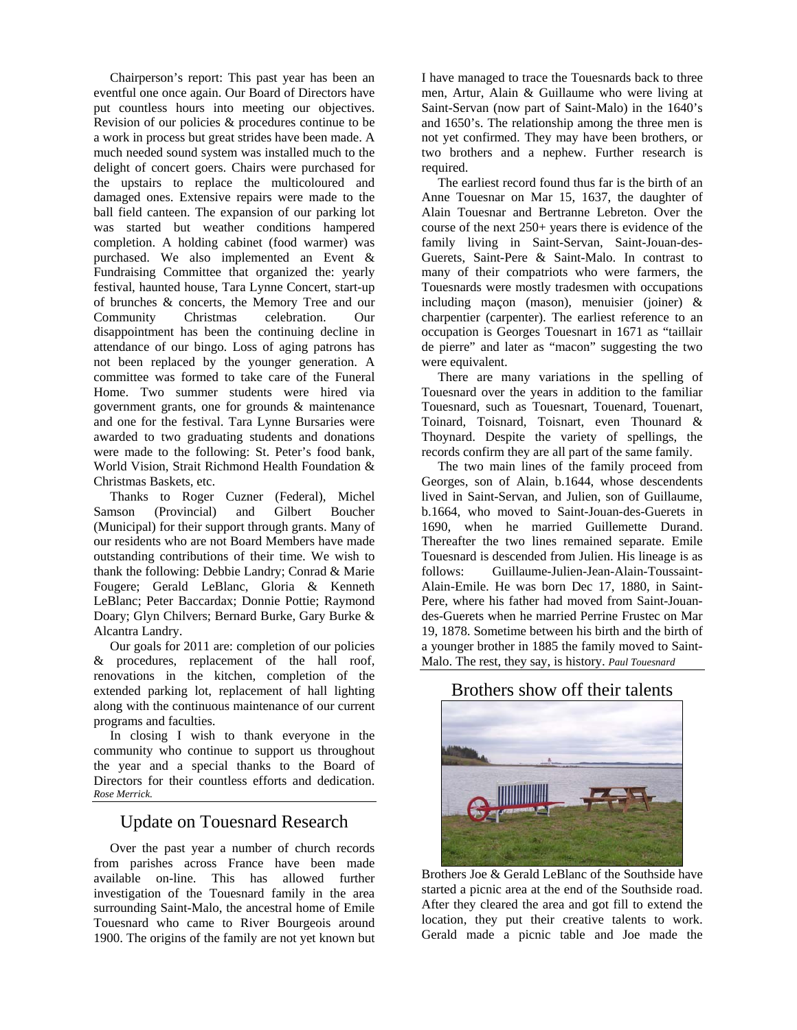Chairperson's report: This past year has been an eventful one once again. Our Board of Directors have put countless hours into meeting our objectives. Revision of our policies & procedures continue to be a work in process but great strides have been made. A much needed sound system was installed much to the delight of concert goers. Chairs were purchased for the upstairs to replace the multicoloured and damaged ones. Extensive repairs were made to the ball field canteen. The expansion of our parking lot was started but weather conditions hampered completion. A holding cabinet (food warmer) was purchased. We also implemented an Event & Fundraising Committee that organized the: yearly festival, haunted house, Tara Lynne Concert, start-up of brunches & concerts, the Memory Tree and our Community Christmas celebration. Our disappointment has been the continuing decline in attendance of our bingo. Loss of aging patrons has not been replaced by the younger generation. A committee was formed to take care of the Funeral Home. Two summer students were hired via government grants, one for grounds & maintenance and one for the festival. Tara Lynne Bursaries were awarded to two graduating students and donations were made to the following: St. Peter's food bank, World Vision, Strait Richmond Health Foundation & Christmas Baskets, etc.

Thanks to Roger Cuzner (Federal), Michel Samson (Provincial) and Gilbert Boucher (Municipal) for their support through grants. Many of our residents who are not Board Members have made outstanding contributions of their time. We wish to thank the following: Debbie Landry; Conrad & Marie Fougere; Gerald LeBlanc, Gloria & Kenneth LeBlanc; Peter Baccardax; Donnie Pottie; Raymond Doary; Glyn Chilvers; Bernard Burke, Gary Burke & Alcantra Landry.

Our goals for 2011 are: completion of our policies & procedures, replacement of the hall roof, renovations in the kitchen, completion of the extended parking lot, replacement of hall lighting along with the continuous maintenance of our current programs and faculties.

In closing I wish to thank everyone in the community who continue to support us throughout the year and a special thanks to the Board of Directors for their countless efforts and dedication. *Rose Merrick.*

## Update on Touesnard Research

Over the past year a number of church records from parishes across France have been made available on-line. This has allowed further investigation of the Touesnard family in the area surrounding Saint-Malo, the ancestral home of Emile Touesnard who came to River Bourgeois around 1900. The origins of the family are not yet known but I have managed to trace the Touesnards back to three men, Artur, Alain & Guillaume who were living at Saint-Servan (now part of Saint-Malo) in the 1640's and 1650's. The relationship among the three men is not yet confirmed. They may have been brothers, or two brothers and a nephew. Further research is required.

The earliest record found thus far is the birth of an Anne Touesnar on Mar 15, 1637, the daughter of Alain Touesnar and Bertranne Lebreton. Over the course of the next 250+ years there is evidence of the family living in Saint-Servan, Saint-Jouan-des-Guerets, Saint-Pere & Saint-Malo. In contrast to many of their compatriots who were farmers, the Touesnards were mostly tradesmen with occupations including maçon (mason), menuisier (joiner) & charpentier (carpenter). The earliest reference to an occupation is Georges Touesnart in 1671 as "taillair de pierre" and later as "macon" suggesting the two were equivalent.

There are many variations in the spelling of Touesnard over the years in addition to the familiar Touesnard, such as Touesnart, Touenard, Touenart, Toinard, Toisnard, Toisnart, even Thounard & Thoynard. Despite the variety of spellings, the records confirm they are all part of the same family.

The two main lines of the family proceed from Georges, son of Alain, b.1644, whose descendents lived in Saint-Servan, and Julien, son of Guillaume, b.1664, who moved to Saint-Jouan-des-Guerets in 1690, when he married Guillemette Durand. Thereafter the two lines remained separate. Emile Touesnard is descended from Julien. His lineage is as follows: Guillaume-Julien-Jean-Alain-Toussaint-Alain-Emile. He was born Dec 17, 1880, in Saint-Pere, where his father had moved from Saint-Jouan-des-Guerets when he married Perrine Frustec on Mar 19, 1878. Sometime between his birth and the birth of a younger brother in 1885 the family moved to Saint-Malo. The rest, they say, is history. *Paul Touesnard*

## Brothers show off their talents

Brothers Joe & Gerald LeBlanc of the Southside have started a picnic area at the end of the Southside road. After they cleared the area and got fill to extend the location, they put their creative talents to work. Gerald made a picnic table and Joe made the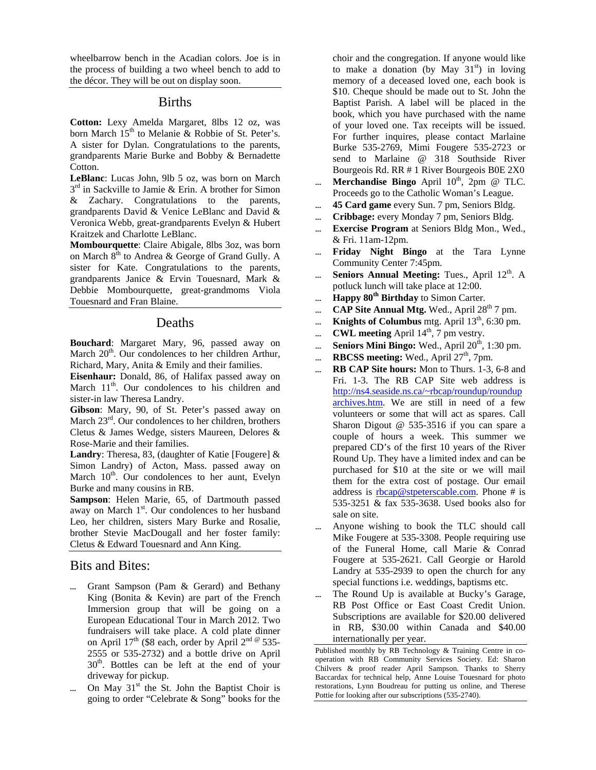wheelbarrow bench in the Acadian colors. Joe is in the process of building a two wheel bench to add to the décor. They will be out on display soon.

## Births

**Cotton:** Lexy Amelda Margaret, 8lbs 12 oz, was born March 15th to Melanie & Robbie of St. Peter's. A sister for Dylan. Congratulations to the parents, grandparents Marie Burke and Bobby & Bernadette Cotton.

**LeBlanc**: Lucas John, 9lb 5 oz, was born on March 3rd in Sackville to Jamie & Erin. A brother for Simon & Zachary. Congratulations to the parents, grandparents David & Venice LeBlanc and David & Veronica Webb, great-grandparents Evelyn & Hubert Kraitzek and Charlotte LeBlanc.

**Mombourquette**: Claire Abigale, 8lbs 3oz, was born on March 8th to Andrea & George of Grand Gully. A sister for Kate. Congratulations to the parents, grandparents Janice & Ervin Touesnard, Mark & Debbie Mombourquette, great-grandmoms Viola Touesnard and Fran Blaine.

## Deaths

**Bouchard**: Margaret Mary, 96, passed away on March 20th. Our condolences to her children Arthur, Richard, Mary, Anita & Emily and their families.

**Eisenhaur:** Donald, 86, of Halifax passed away on March 11th. Our condolences to his children and sister-in law Theresa Landry.

**Gibson**: Mary, 90, of St. Peter's passed away on March 23rd. Our condolences to her children, brothers Cletus & James Wedge, sisters Maureen, Delores & Rose-Marie and their families.

**Landry**: Theresa, 83, (daughter of Katie [Fougere] & Simon Landry) of Acton, Mass. passed away on March 10th. Our condolences to her aunt, Evelyn Burke and many cousins in RB.

**Sampson**: Helen Marie, 65, of Dartmouth passed away on March 1st. Our condolences to her husband Leo, her children, sisters Mary Burke and Rosalie, brother Stevie MacDougall and her foster family: Cletus & Edward Touesnard and Ann King.

## Bits and Bites:

- Grant Sampson (Pam & Gerard) and Bethany King (Bonita & Kevin) are part of the French Immersion group that will be going on a European Educational Tour in March 2012. Two fundraisers will take place. A cold plate dinner on April 17th ($8 each, order by April 2nd @ 535-2555 or 535-2732) and a bottle drive on April 30th. Bottles can be left at the end of your driveway for pickup.
- On May 31st the St. John the Baptist Choir is going to order "Celebrate & Song" books for the choir and the congregation. If anyone would like to make a donation (by May 31st) in loving memory of a deceased loved one, each book is $10. Cheque should be made out to St. John the Baptist Parish. A label will be placed in the book, which you have purchased with the name of your loved one. Tax receipts will be issued. For further inquires, please contact Marlaine Burke 535-2769, Mimi Fougere 535-2723 or send to Marlaine @ 318 Southside River Bourgeois Rd. RR # 1 River Bourgeois B0E 2X0
- **Merchandise Bingo** April 10th, 2pm @ TLC. Proceeds go to the Catholic Woman's League.
- **45 Card game** every Sun. 7 pm, Seniors Bldg.
- **Cribbage:** every Monday 7 pm, Seniors Bldg.
- **Exercise Program** at Seniors Bldg Mon., Wed., & Fri. 11am-12pm.
- **Friday Night Bingo** at the Tara Lynne Community Center 7:45pm.
- **Seniors Annual Meeting:** Tues., April 12th. A potluck lunch will take place at 12:00.
- **Happy 80th Birthday** to Simon Carter.
- **CAP Site Annual Mtg.** Wed., April 28th 7 pm.
- **Knights of Columbus** mtg. April 13th, 6:30 pm.
- **CWL meeting** April 14th, 7 pm vestry.
- **Seniors Mini Bingo:** Wed., April 20th, 1:30 pm.
- **RBCSS meeting:** Wed., April 27th, 7pm.
- **RB CAP Site hours:** Mon to Thurs. 1-3, 6-8 and Fri. 1-3. The RB CAP Site web address is http://ns4.seaside.ns.ca/~rbcap/roundup/roundup archives.htm. We are still in need of a few volunteers or some that will act as spares. Call Sharon Digout @ 535-3516 if you can spare a couple of hours a week. This summer we prepared CD's of the first 10 years of the River Round Up. They have a limited index and can be purchased for $10 at the site or we will mail them for the extra cost of postage. Our email address is rbcap@stpeterscable.com. Phone # is 535-3251 & fax 535-3638. Used books also for sale on site.
- Anyone wishing to book the TLC should call Mike Fougere at 535-3308. People requiring use of the Funeral Home, call Marie & Conrad Fougere at 535-2621. Call Georgie or Harold Landry at 535-2939 to open the church for any special functions i.e. weddings, baptisms etc.
- The Round Up is available at Bucky's Garage, RB Post Office or East Coast Credit Union. Subscriptions are available for $20.00 delivered in RB, $30.00 within Canada and $40.00 internationally per year.

Published monthly by RB Technology & Training Centre in co-operation with RB Community Services Society. Ed: Sharon Chilvers & proof reader April Sampson. Thanks to Sherry Baccardax for technical help, Anne Louise Touesnard for photo restorations, Lynn Boudreau for putting us online, and Therese Pottie for looking after our subscriptions (535-2740).